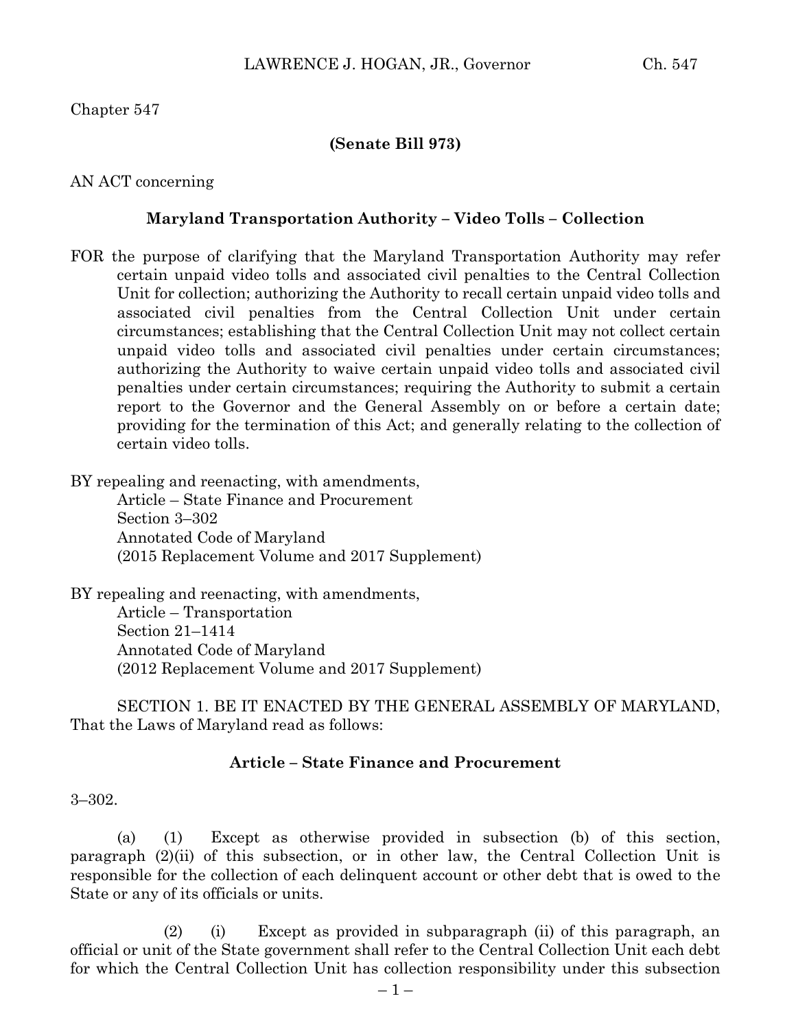Chapter 547

**(Senate Bill 973)**

AN ACT concerning

**Maryland Transportation Authority – Video Tolls – Collection**

FOR the purpose of clarifying that the Maryland Transportation Authority may refer certain unpaid video tolls and associated civil penalties to the Central Collection Unit for collection; authorizing the Authority to recall certain unpaid video tolls and associated civil penalties from the Central Collection Unit under certain circumstances; establishing that the Central Collection Unit may not collect certain unpaid video tolls and associated civil penalties under certain circumstances; authorizing the Authority to waive certain unpaid video tolls and associated civil penalties under certain circumstances; requiring the Authority to submit a certain report to the Governor and the General Assembly on or before a certain date; providing for the termination of this Act; and generally relating to the collection of certain video tolls.

BY repealing and reenacting, with amendments,
Article – State Finance and Procurement
Section 3–302
Annotated Code of Maryland
(2015 Replacement Volume and 2017 Supplement)

BY repealing and reenacting, with amendments,
Article – Transportation
Section 21–1414
Annotated Code of Maryland
(2012 Replacement Volume and 2017 Supplement)

SECTION 1. BE IT ENACTED BY THE GENERAL ASSEMBLY OF MARYLAND, That the Laws of Maryland read as follows:

**Article – State Finance and Procurement**

3–302.

(a) (1) Except as otherwise provided in subsection (b) of this section, paragraph (2)(ii) of this subsection, or in other law, the Central Collection Unit is responsible for the collection of each delinquent account or other debt that is owed to the State or any of its officials or units.

(2) (i) Except as provided in subparagraph (ii) of this paragraph, an official or unit of the State government shall refer to the Central Collection Unit each debt for which the Central Collection Unit has collection responsibility under this subsection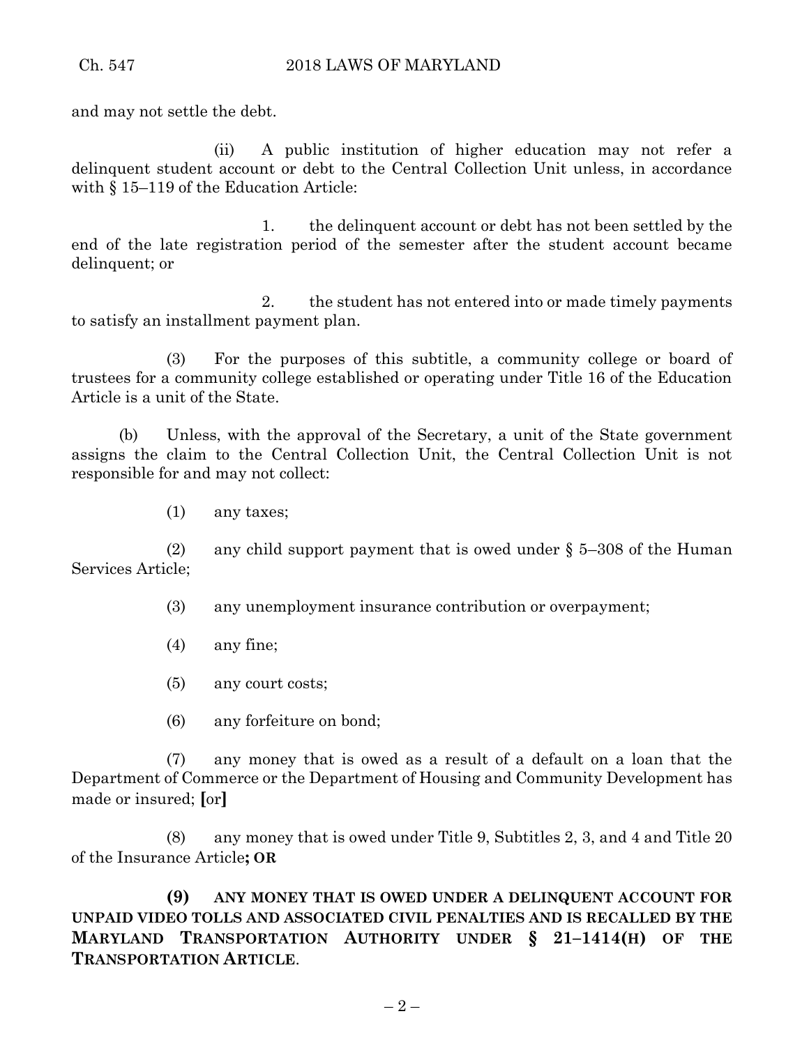and may not settle the debt.

(ii) A public institution of higher education may not refer a delinquent student account or debt to the Central Collection Unit unless, in accordance with § 15–119 of the Education Article:

1. the delinquent account or debt has not been settled by the end of the late registration period of the semester after the student account became delinquent; or

2. the student has not entered into or made timely payments to satisfy an installment payment plan.

(3) For the purposes of this subtitle, a community college or board of trustees for a community college established or operating under Title 16 of the Education Article is a unit of the State.

(b) Unless, with the approval of the Secretary, a unit of the State government assigns the claim to the Central Collection Unit, the Central Collection Unit is not responsible for and may not collect:

(1) any taxes;

(2) any child support payment that is owed under § 5–308 of the Human Services Article;

(3) any unemployment insurance contribution or overpayment;

(4) any fine;

(5) any court costs;

(6) any forfeiture on bond;

(7) any money that is owed as a result of a default on a loan that the Department of Commerce or the Department of Housing and Community Development has made or insured; [or]

(8) any money that is owed under Title 9, Subtitles 2, 3, and 4 and Title 20 of the Insurance Article**; OR**

**(9) ANY MONEY THAT IS OWED UNDER A DELINQUENT ACCOUNT FOR UNPAID VIDEO TOLLS AND ASSOCIATED CIVIL PENALTIES AND IS RECALLED BY THE MARYLAND TRANSPORTATION AUTHORITY UNDER § 21–1414(H) OF THE TRANSPORTATION ARTICLE**.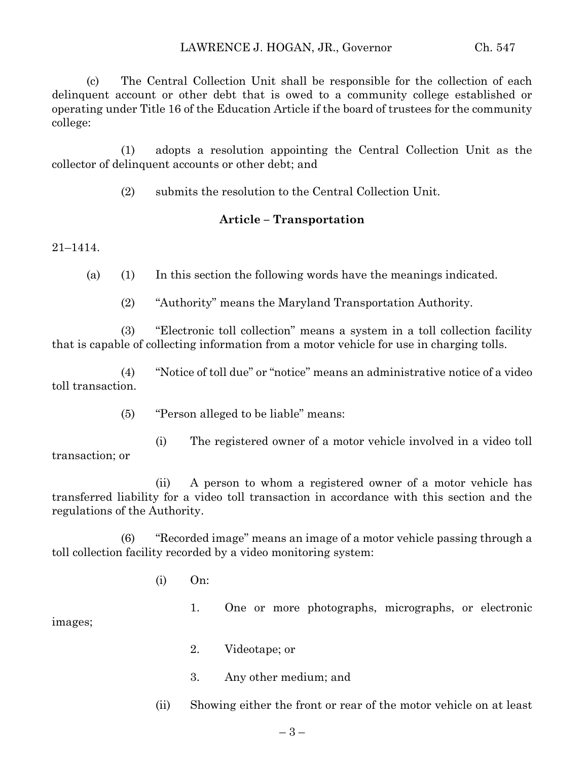(c) The Central Collection Unit shall be responsible for the collection of each delinquent account or other debt that is owed to a community college established or operating under Title 16 of the Education Article if the board of trustees for the community college:

(1) adopts a resolution appointing the Central Collection Unit as the collector of delinquent accounts or other debt; and

(2) submits the resolution to the Central Collection Unit.

**Article – Transportation**

21–1414.

(a) (1) In this section the following words have the meanings indicated.

(2) "Authority" means the Maryland Transportation Authority.

(3) "Electronic toll collection" means a system in a toll collection facility that is capable of collecting information from a motor vehicle for use in charging tolls.

(4) "Notice of toll due" or "notice" means an administrative notice of a video toll transaction.

(5) "Person alleged to be liable" means:

(i) The registered owner of a motor vehicle involved in a video toll transaction; or

(ii) A person to whom a registered owner of a motor vehicle has transferred liability for a video toll transaction in accordance with this section and the regulations of the Authority.

(6) "Recorded image" means an image of a motor vehicle passing through a toll collection facility recorded by a video monitoring system:

(i) On:

1. One or more photographs, micrographs, or electronic images;

2. Videotape; or

3. Any other medium; and

(ii) Showing either the front or rear of the motor vehicle on at least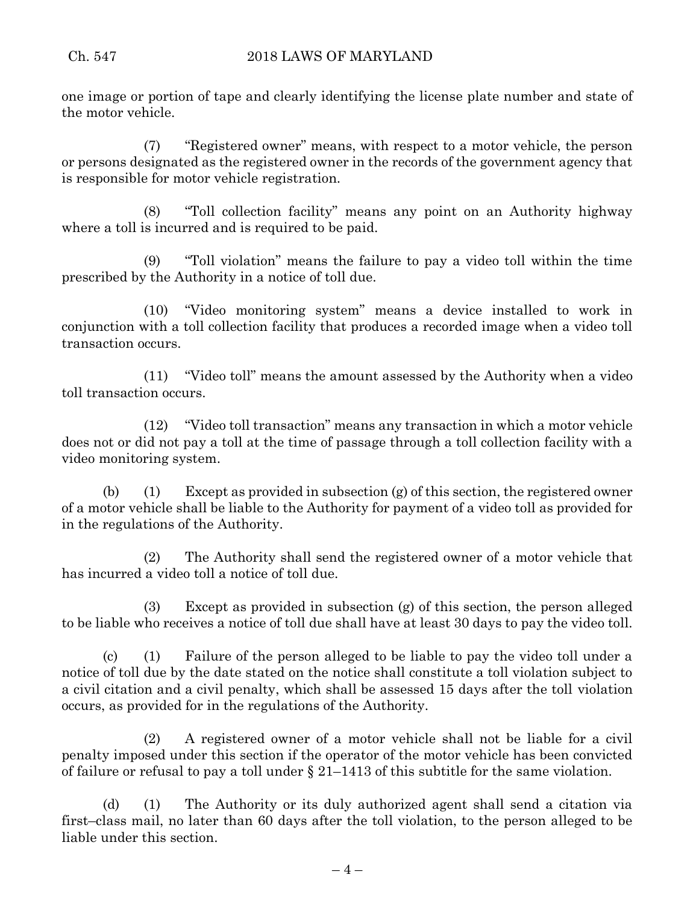one image or portion of tape and clearly identifying the license plate number and state of the motor vehicle.

(7) "Registered owner" means, with respect to a motor vehicle, the person or persons designated as the registered owner in the records of the government agency that is responsible for motor vehicle registration.

(8) "Toll collection facility" means any point on an Authority highway where a toll is incurred and is required to be paid.

(9) "Toll violation" means the failure to pay a video toll within the time prescribed by the Authority in a notice of toll due.

(10) "Video monitoring system" means a device installed to work in conjunction with a toll collection facility that produces a recorded image when a video toll transaction occurs.

(11) "Video toll" means the amount assessed by the Authority when a video toll transaction occurs.

(12) "Video toll transaction" means any transaction in which a motor vehicle does not or did not pay a toll at the time of passage through a toll collection facility with a video monitoring system.

(b) (1) Except as provided in subsection (g) of this section, the registered owner of a motor vehicle shall be liable to the Authority for payment of a video toll as provided for in the regulations of the Authority.

(2) The Authority shall send the registered owner of a motor vehicle that has incurred a video toll a notice of toll due.

(3) Except as provided in subsection (g) of this section, the person alleged to be liable who receives a notice of toll due shall have at least 30 days to pay the video toll.

(c) (1) Failure of the person alleged to be liable to pay the video toll under a notice of toll due by the date stated on the notice shall constitute a toll violation subject to a civil citation and a civil penalty, which shall be assessed 15 days after the toll violation occurs, as provided for in the regulations of the Authority.

(2) A registered owner of a motor vehicle shall not be liable for a civil penalty imposed under this section if the operator of the motor vehicle has been convicted of failure or refusal to pay a toll under § 21–1413 of this subtitle for the same violation.

(d) (1) The Authority or its duly authorized agent shall send a citation via first–class mail, no later than 60 days after the toll violation, to the person alleged to be liable under this section.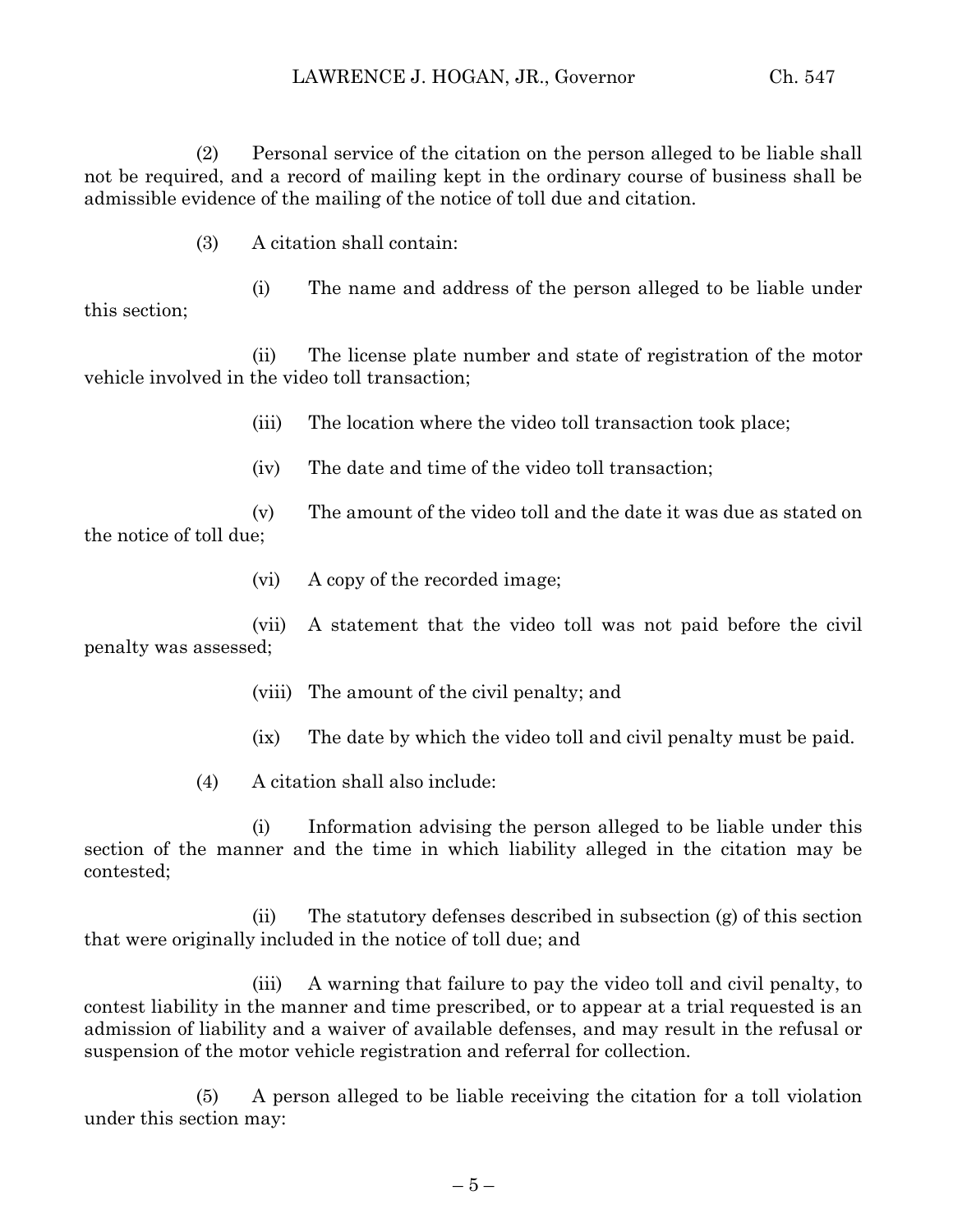(2) Personal service of the citation on the person alleged to be liable shall not be required, and a record of mailing kept in the ordinary course of business shall be admissible evidence of the mailing of the notice of toll due and citation.

(3) A citation shall contain:

(i) The name and address of the person alleged to be liable under this section;

(ii) The license plate number and state of registration of the motor vehicle involved in the video toll transaction;

(iii) The location where the video toll transaction took place;

(iv) The date and time of the video toll transaction;

(v) The amount of the video toll and the date it was due as stated on the notice of toll due;

(vi) A copy of the recorded image;

(vii) A statement that the video toll was not paid before the civil penalty was assessed;

(viii) The amount of the civil penalty; and

(ix) The date by which the video toll and civil penalty must be paid.

(4) A citation shall also include:

(i) Information advising the person alleged to be liable under this section of the manner and the time in which liability alleged in the citation may be contested;

(ii) The statutory defenses described in subsection (g) of this section that were originally included in the notice of toll due; and

(iii) A warning that failure to pay the video toll and civil penalty, to contest liability in the manner and time prescribed, or to appear at a trial requested is an admission of liability and a waiver of available defenses, and may result in the refusal or suspension of the motor vehicle registration and referral for collection.

(5) A person alleged to be liable receiving the citation for a toll violation under this section may: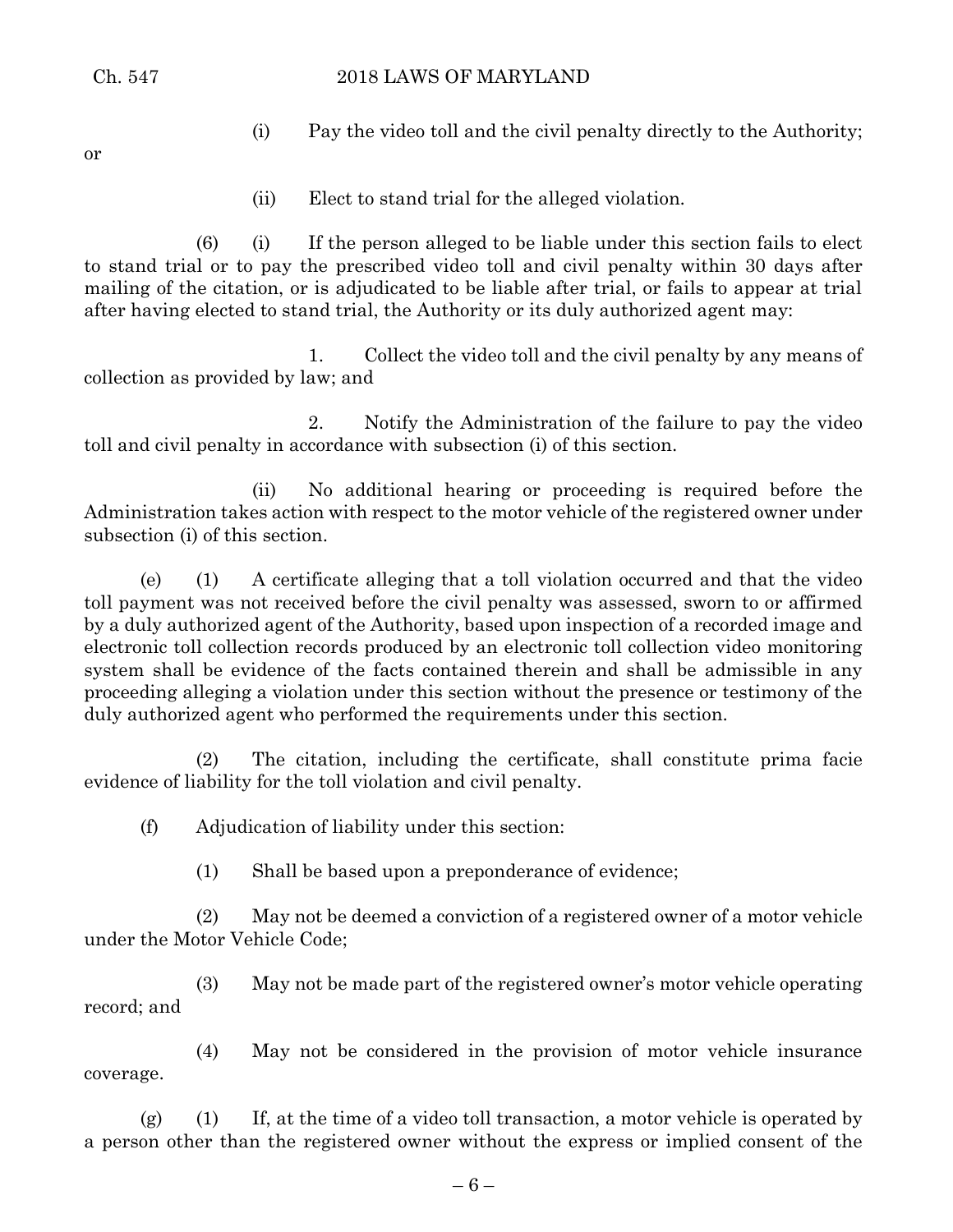(i) Pay the video toll and the civil penalty directly to the Authority; or

(ii) Elect to stand trial for the alleged violation.

(6) (i) If the person alleged to be liable under this section fails to elect to stand trial or to pay the prescribed video toll and civil penalty within 30 days after mailing of the citation, or is adjudicated to be liable after trial, or fails to appear at trial after having elected to stand trial, the Authority or its duly authorized agent may:

1. Collect the video toll and the civil penalty by any means of collection as provided by law; and

2. Notify the Administration of the failure to pay the video toll and civil penalty in accordance with subsection (i) of this section.

(ii) No additional hearing or proceeding is required before the Administration takes action with respect to the motor vehicle of the registered owner under subsection (i) of this section.

(e) (1) A certificate alleging that a toll violation occurred and that the video toll payment was not received before the civil penalty was assessed, sworn to or affirmed by a duly authorized agent of the Authority, based upon inspection of a recorded image and electronic toll collection records produced by an electronic toll collection video monitoring system shall be evidence of the facts contained therein and shall be admissible in any proceeding alleging a violation under this section without the presence or testimony of the duly authorized agent who performed the requirements under this section.

(2) The citation, including the certificate, shall constitute prima facie evidence of liability for the toll violation and civil penalty.

(f) Adjudication of liability under this section:

(1) Shall be based upon a preponderance of evidence;

(2) May not be deemed a conviction of a registered owner of a motor vehicle under the Motor Vehicle Code;

(3) May not be made part of the registered owner's motor vehicle operating record; and

(4) May not be considered in the provision of motor vehicle insurance coverage.

(g) (1) If, at the time of a video toll transaction, a motor vehicle is operated by a person other than the registered owner without the express or implied consent of the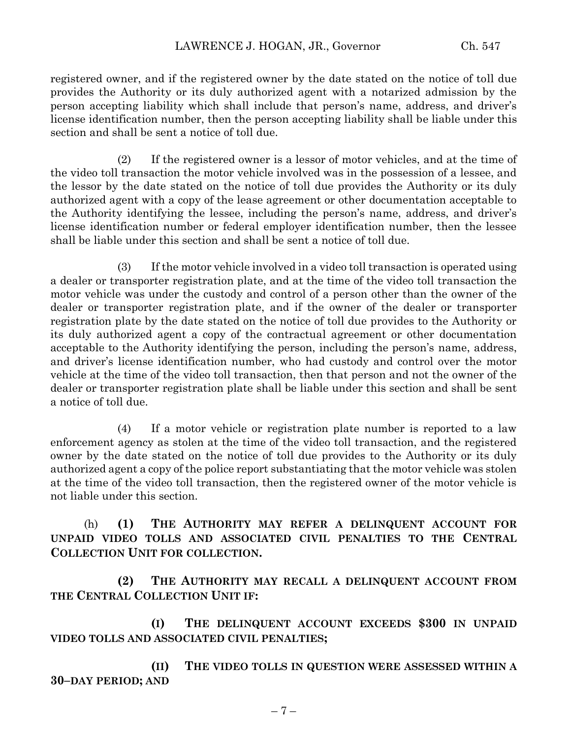registered owner, and if the registered owner by the date stated on the notice of toll due provides the Authority or its duly authorized agent with a notarized admission by the person accepting liability which shall include that person's name, address, and driver's license identification number, then the person accepting liability shall be liable under this section and shall be sent a notice of toll due.

(2) If the registered owner is a lessor of motor vehicles, and at the time of the video toll transaction the motor vehicle involved was in the possession of a lessee, and the lessor by the date stated on the notice of toll due provides the Authority or its duly authorized agent with a copy of the lease agreement or other documentation acceptable to the Authority identifying the lessee, including the person's name, address, and driver's license identification number or federal employer identification number, then the lessee shall be liable under this section and shall be sent a notice of toll due.

(3) If the motor vehicle involved in a video toll transaction is operated using a dealer or transporter registration plate, and at the time of the video toll transaction the motor vehicle was under the custody and control of a person other than the owner of the dealer or transporter registration plate, and if the owner of the dealer or transporter registration plate by the date stated on the notice of toll due provides to the Authority or its duly authorized agent a copy of the contractual agreement or other documentation acceptable to the Authority identifying the person, including the person's name, address, and driver's license identification number, who had custody and control over the motor vehicle at the time of the video toll transaction, then that person and not the owner of the dealer or transporter registration plate shall be liable under this section and shall be sent a notice of toll due.

(4) If a motor vehicle or registration plate number is reported to a law enforcement agency as stolen at the time of the video toll transaction, and the registered owner by the date stated on the notice of toll due provides to the Authority or its duly authorized agent a copy of the police report substantiating that the motor vehicle was stolen at the time of the video toll transaction, then the registered owner of the motor vehicle is not liable under this section.

(h) **(1) THE AUTHORITY MAY REFER A DELINQUENT ACCOUNT FOR UNPAID VIDEO TOLLS AND ASSOCIATED CIVIL PENALTIES TO THE CENTRAL COLLECTION UNIT FOR COLLECTION.**

**(2) THE AUTHORITY MAY RECALL A DELINQUENT ACCOUNT FROM THE CENTRAL COLLECTION UNIT IF:**

**(I) THE DELINQUENT ACCOUNT EXCEEDS $300 IN UNPAID VIDEO TOLLS AND ASSOCIATED CIVIL PENALTIES;**

**(II) THE VIDEO TOLLS IN QUESTION WERE ASSESSED WITHIN A 30–DAY PERIOD; AND**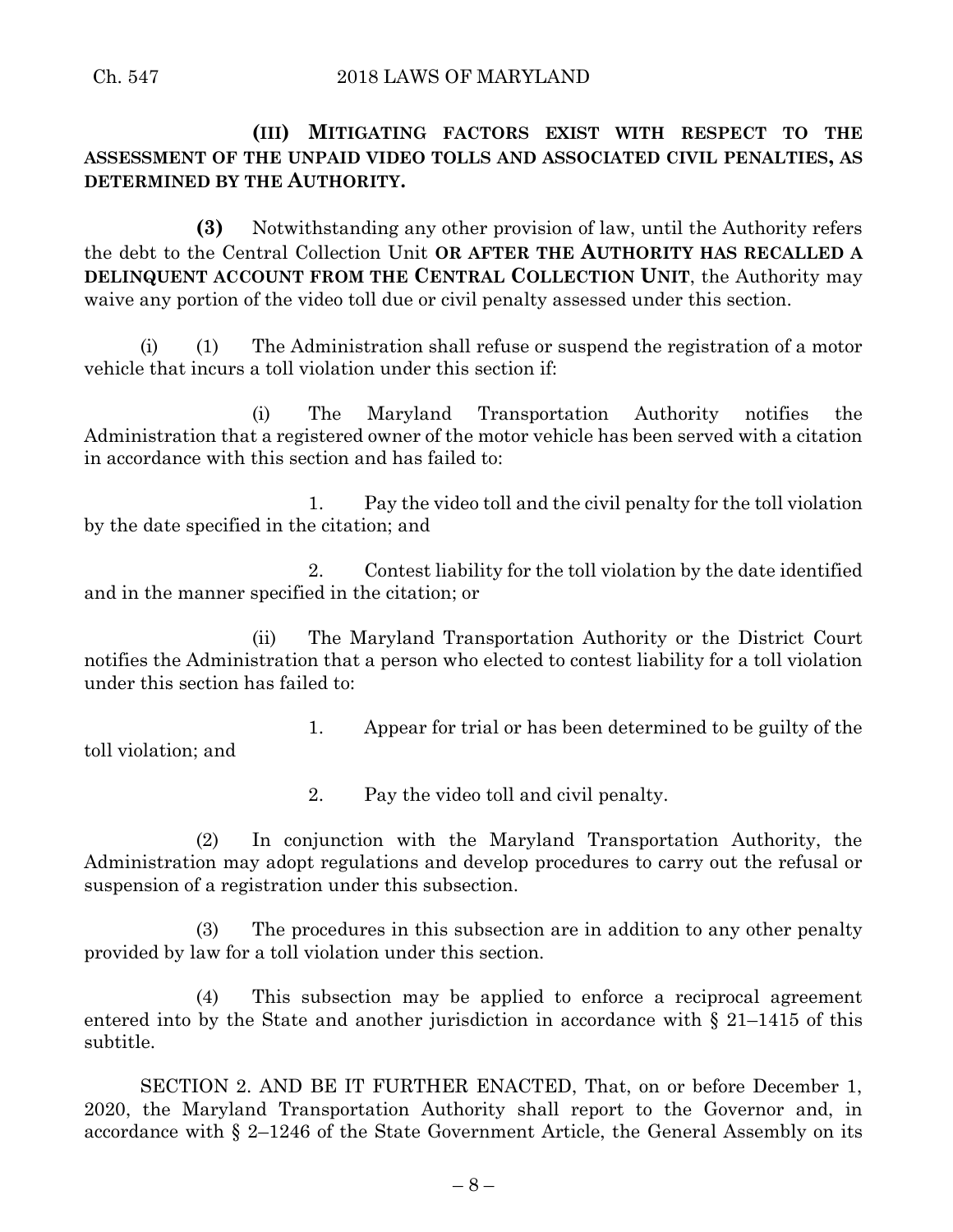**(III) MITIGATING FACTORS EXIST WITH RESPECT TO THE ASSESSMENT OF THE UNPAID VIDEO TOLLS AND ASSOCIATED CIVIL PENALTIES, AS DETERMINED BY THE AUTHORITY.**

**(3)** Notwithstanding any other provision of law, until the Authority refers the debt to the Central Collection Unit **OR AFTER THE AUTHORITY HAS RECALLED A DELINQUENT ACCOUNT FROM THE CENTRAL COLLECTION UNIT**, the Authority may waive any portion of the video toll due or civil penalty assessed under this section.

(i) (1) The Administration shall refuse or suspend the registration of a motor vehicle that incurs a toll violation under this section if:

(i) The Maryland Transportation Authority notifies the Administration that a registered owner of the motor vehicle has been served with a citation in accordance with this section and has failed to:

1. Pay the video toll and the civil penalty for the toll violation by the date specified in the citation; and

2. Contest liability for the toll violation by the date identified and in the manner specified in the citation; or

(ii) The Maryland Transportation Authority or the District Court notifies the Administration that a person who elected to contest liability for a toll violation under this section has failed to:

1. Appear for trial or has been determined to be guilty of the toll violation; and

2. Pay the video toll and civil penalty.

(2) In conjunction with the Maryland Transportation Authority, the Administration may adopt regulations and develop procedures to carry out the refusal or suspension of a registration under this subsection.

(3) The procedures in this subsection are in addition to any other penalty provided by law for a toll violation under this section.

(4) This subsection may be applied to enforce a reciprocal agreement entered into by the State and another jurisdiction in accordance with § 21–1415 of this subtitle.

SECTION 2. AND BE IT FURTHER ENACTED, That, on or before December 1, 2020, the Maryland Transportation Authority shall report to the Governor and, in accordance with § 2–1246 of the State Government Article, the General Assembly on its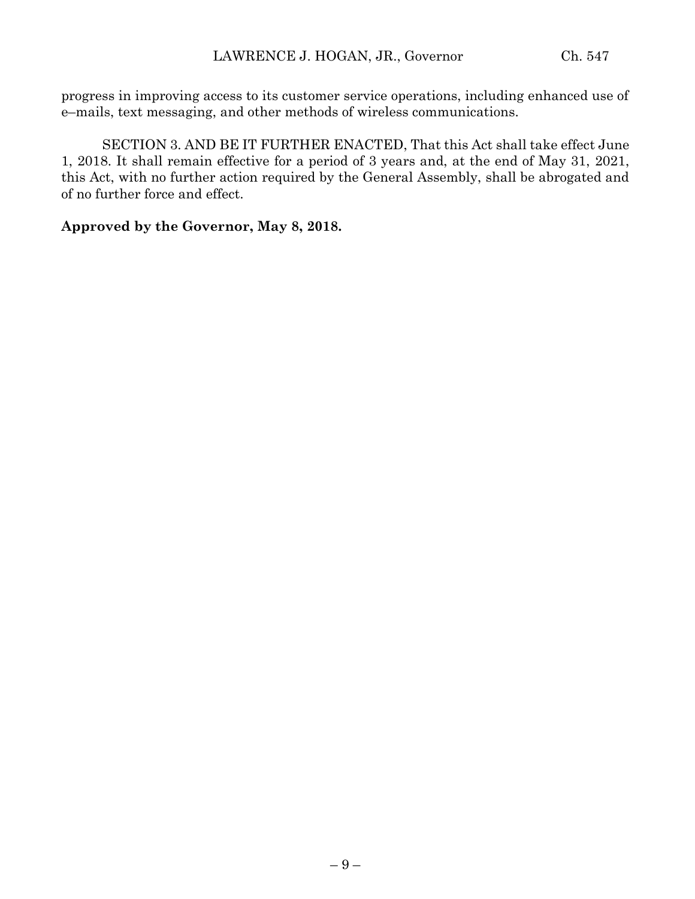progress in improving access to its customer service operations, including enhanced use of e–mails, text messaging, and other methods of wireless communications.

SECTION 3. AND BE IT FURTHER ENACTED, That this Act shall take effect June 1, 2018. It shall remain effective for a period of 3 years and, at the end of May 31, 2021, this Act, with no further action required by the General Assembly, shall be abrogated and of no further force and effect.

**Approved by the Governor, May 8, 2018.**